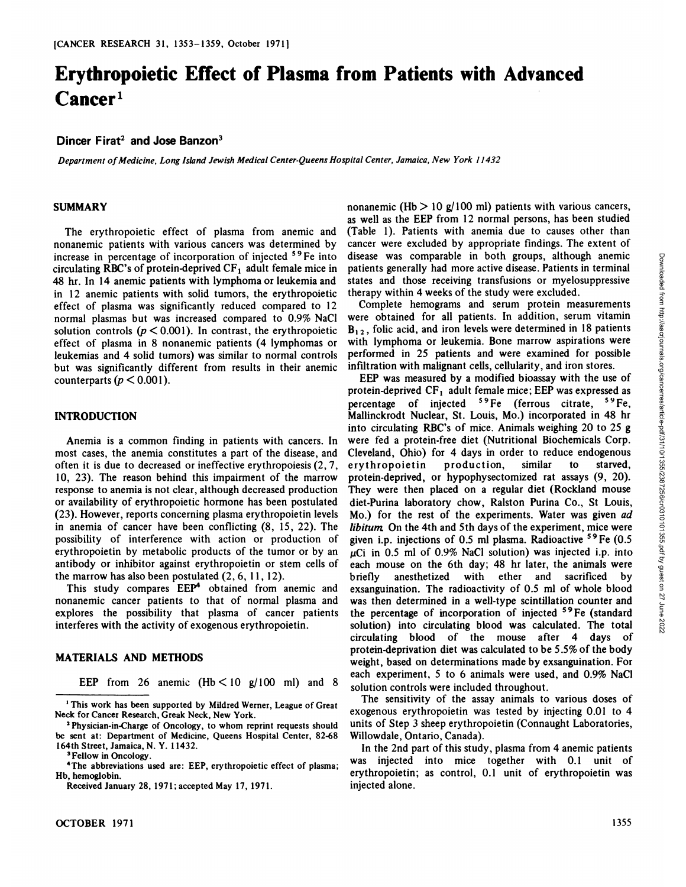# Erythropoietic Effect of Plasma from Patients with Advanced Cancer[1]

**Dincer Firat[2] and Jose Banzon[3]**

*Department of Medicine, Long Island Jewish Medical Center-Queens Hospital Center, Jamaica, New York 11432*

## SUMMARY

The erythropoietic effect of plasma from anemic and nonanemic patients with various cancers was determined by increase in percentage of incorporation of injected $^{59}Fe$ into circulating RBC's of protein-deprived $CF_1$ adult female mice in 48 hr. In 14 anemic patients with lymphoma or leukemia and in 12 anemic patients with solid tumors, the erythropoietic effect of plasma was significantly reduced compared to 12 normal plasmas but was increased compared to 0.9% NaCl solution controls ($p < 0.001$). In contrast, the erythropoietic effect of plasma in 8 nonanemic patients (4 lymphomas or leukemias and 4 solid tumors) was similar to normal controls but was significantly different from results in their anemic counterparts ($p < 0.001$).

## INTRODUCTION

Anemia is a common finding in patients with cancers. In most cases, the anemia constitutes a part of the disease, and often it is due to decreased or ineffective erythropoiesis (2, 7, 10, 23). The reason behind this impairment of the marrow response to anemia is not clear, although decreased production or availability of erythropoietic hormone has been postulated (23). However, reports concerning plasma erythropoietin levels in anemia of cancer have been conflicting (8, 15, 22). The possibility of interference with action or production of erythropoietin by metabolic products of the tumor or by an antibody or inhibitor against erythropoietin or stem cells of the marrow has also been postulated (2, 6, 11, 12).

This study compares EEP[4] obtained from anemic and nonanemic cancer patients to that of normal plasma and explores the possibility that plasma of cancer patients interferes with the activity of exogenous erythropoietin.

## MATERIALS AND METHODS

EEP from 26 anemic (Hb < 10 g/100 ml) and 8 nonanemic (Hb > 10 g/100 ml) patients with various cancers, as well as the EEP from 12 normal persons, has been studied (Table 1). Patients with anemia due to causes other than cancer were excluded by appropriate findings. The extent of disease was comparable in both groups, although anemic patients generally had more active disease. Patients in terminal states and those receiving transfusions or myelosuppressive therapy within 4 weeks of the study were excluded.

Complete hemograms and serum protein measurements were obtained for all patients. In addition, serum vitamin $B_{12}$, folic acid, and iron levels were determined in 18 patients with lymphoma or leukemia. Bone marrow aspirations were performed in 25 patients and were examined for possible infiltration with malignant cells, cellularity, and iron stores.

EEP was measured by a modified bioassay with the use of protein-deprived $CF_1$ adult female mice; EEP was expressed as percentage of injected $^{59}Fe$ (ferrous citrate, $^{59}Fe$, Mallinckrodt Nuclear, St. Louis, Mo.) incorporated in 48 hr into circulating RBC's of mice. Animals weighing 20 to 25 g were fed a protein-free diet (Nutritional Biochemicals Corp. Cleveland, Ohio) for 4 days in order to reduce endogenous erythropoietin production, similar to starved, protein-deprived, or hypophysectomized rat assays (9, 20). They were then placed on a regular diet (Rockland mouse diet-Purina laboratory chow, Ralston Purina Co., St Louis, Mo.) for the rest of the experiments. Water was given *ad libitum*. On the 4th and 5th days of the experiment, mice were given i.p. injections of 0.5 ml plasma. Radioactive $^{59}Fe$ (0.5 $\mu$Ci in 0.5 ml of 0.9% NaCl solution) was injected i.p. into each mouse on the 6th day; 48 hr later, the animals were briefly anesthetized with ether and sacrificed by exsanguination. The radioactivity of 0.5 ml of whole blood was then determined in a well-type scintillation counter and the percentage of incorporation of injected $^{59}Fe$ (standard solution) into circulating blood was calculated. The total circulating blood of the mouse after 4 days of protein-deprivation diet was calculated to be 5.5% of the body weight, based on determinations made by exsanguination. For each experiment, 5 to 6 animals were used, and 0.9% NaCl solution controls were included throughout.

The sensitivity of the assay animals to various doses of exogenous erythropoietin was tested by injecting 0.01 to 4 units of Step 3 sheep erythropoietin (Connaught Laboratories, Willowdale, Ontario, Canada).

In the 2nd part of this study, plasma from 4 anemic patients was injected into mice together with 0.1 unit of erythropoietin; as control, 0.1 unit of erythropoietin was injected alone.

---

[1] This work has been supported by Mildred Werner, League of Great Neck for Cancer Research, Greak Neck, New York.

[2] Physician-in-Charge of Oncology, to whom reprint requests should be sent at: Department of Medicine, Queens Hospital Center, 82-68 164th Street, Jamaica, N. Y. 11432.

[3] Fellow in Oncology.

[4] The abbreviations used are: EEP, erythropoietic effect of plasma; Hb, hemoglobin.

Received January 28, 1971; accepted May 17, 1971.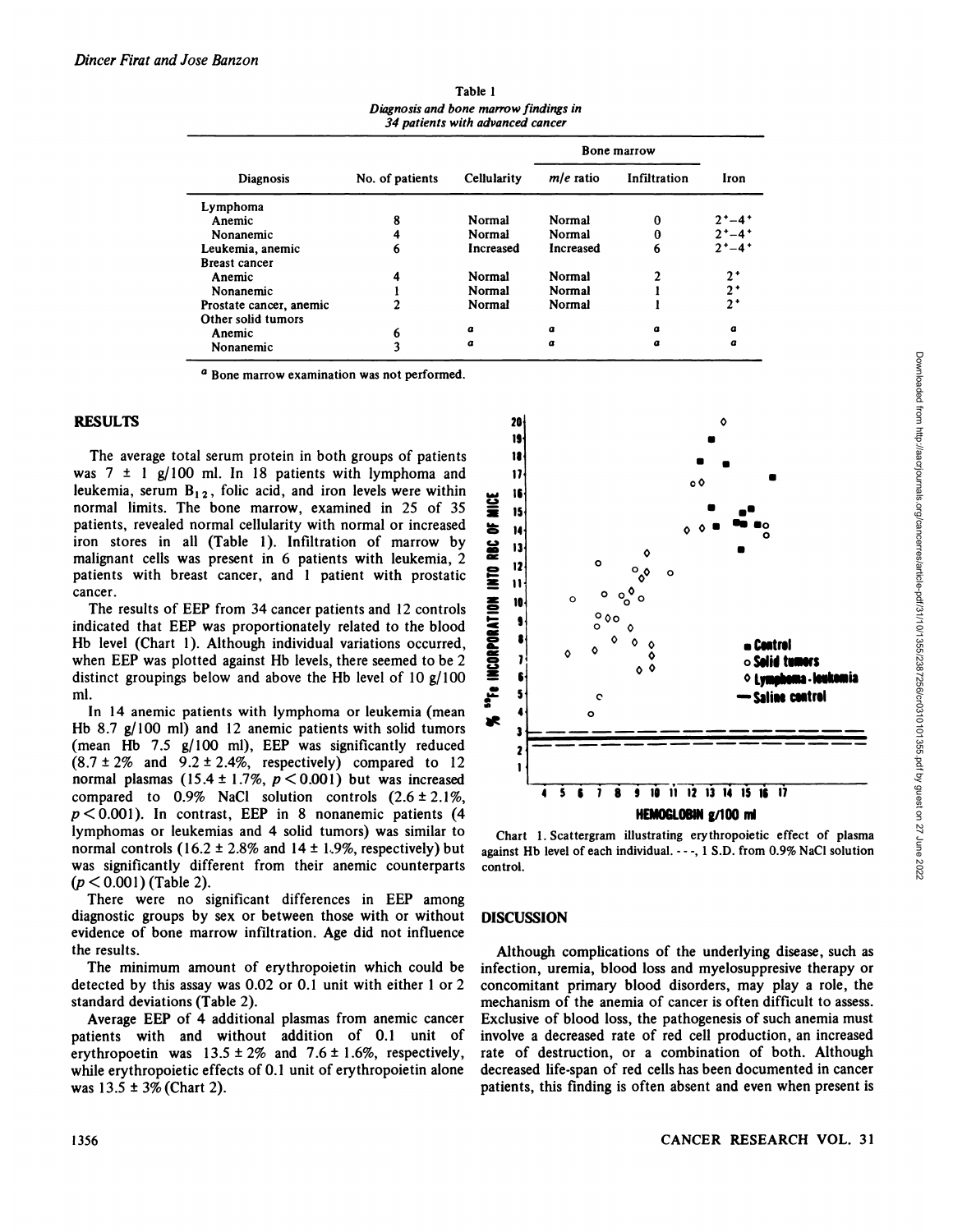Table 1
*Diagnosis and bone marrow findings in 34 patients with advanced cancer*

| Diagnosis | No. of patients | Bone marrow | | | |
|---|---|---|---|---|---|
| | | Cellularity | *m/e* ratio | Infiltration | Iron |
| Lymphoma | | | | | |
| Anemic | 8 | Normal | Normal | 0 | $2^+-4^+$ |
| Nonanemic | 4 | Normal | Normal | 0 | $2^+-4^+$ |
| Leukemia, anemic | 6 | Increased | Increased | 6 | $2^+-4^+$ |
| Breast cancer | | | | | |
| Anemic | 4 | Normal | Normal | 2 | $2^+$ |
| Nonanemic | 1 | Normal | Normal | 1 | $2^+$ |
| Prostate cancer, anemic | 2 | Normal | Normal | 1 | $2^+$ |
| Other solid tumors | | | | | |
| Anemic | 6 | a | a | a | a |
| Nonanemic | 3 | a | a | a | a |

[a] Bone marrow examination was not performed.

## RESULTS

The average total serum protein in both groups of patients was 7 ± 1 g/100 ml. In 18 patients with lymphoma and leukemia, serum $B_{12}$, folic acid, and iron levels were within normal limits. The bone marrow, examined in 25 of 35 patients, revealed normal cellularity with normal or increased iron stores in all (Table 1). Infiltration of marrow by malignant cells was present in 6 patients with leukemia, 2 patients with breast cancer, and 1 patient with prostatic cancer.

The results of EEP from 34 cancer patients and 12 controls indicated that EEP was proportionately related to the blood Hb level (Chart 1). Although individual variations occurred, when EEP was plotted against Hb levels, there seemed to be 2 distinct groupings below and above the Hb level of 10 g/100 ml.

In 14 anemic patients with lymphoma or leukemia (mean Hb 8.7 g/100 ml) and 12 anemic patients with solid tumors (mean Hb 7.5 g/100 ml), EEP was significantly reduced (8.7 ± 2% and 9.2 ± 2.4%, respectively) compared to 12 normal plasmas (15.4 ± 1.7%, $p < 0.001$) but was increased compared to 0.9% NaCl solution controls (2.6 ± 2.1%, $p < 0.001$). In contrast, EEP in 8 nonanemic patients (4 lymphomas or leukemias and 4 solid tumors) was similar to normal controls (16.2 ± 2.8% and 14 ± 1.9%, respectively) but was significantly different from their anemic counterparts ($p < 0.001$) (Table 2).

There were no significant differences in EEP among diagnostic groups by sex or between those with or without evidence of bone marrow infiltration. Age did not influence the results.

The minimum amount of erythropoietin which could be detected by this assay was 0.02 or 0.1 unit with either 1 or 2 standard deviations (Table 2).

Average EEP of 4 additional plasmas from anemic cancer patients with and without addition of 0.1 unit of erythropoietin was 13.5 ± 2% and 7.6 ± 1.6%, respectively, while erythropoietic effects of 0.1 unit of erythropoietin alone was 13.5 ± 3% (Chart 2).

Chart 1. Scattergram illustrating erythropoietic effect of plasma against Hb level of each individual. - - -, 1 S.D. from 0.9% NaCl solution control.

## DISCUSSION

Although complications of the underlying disease, such as infection, uremia, blood loss and myelosuppresive therapy or concomitant primary blood disorders, may play a role, the mechanism of the anemia of cancer is often difficult to assess. Exclusive of blood loss, the pathogenesis of such anemia must involve a decreased rate of red cell production, an increased rate of destruction, or a combination of both. Although decreased life-span of red cells has been documented in cancer patients, this finding is often absent and even when present is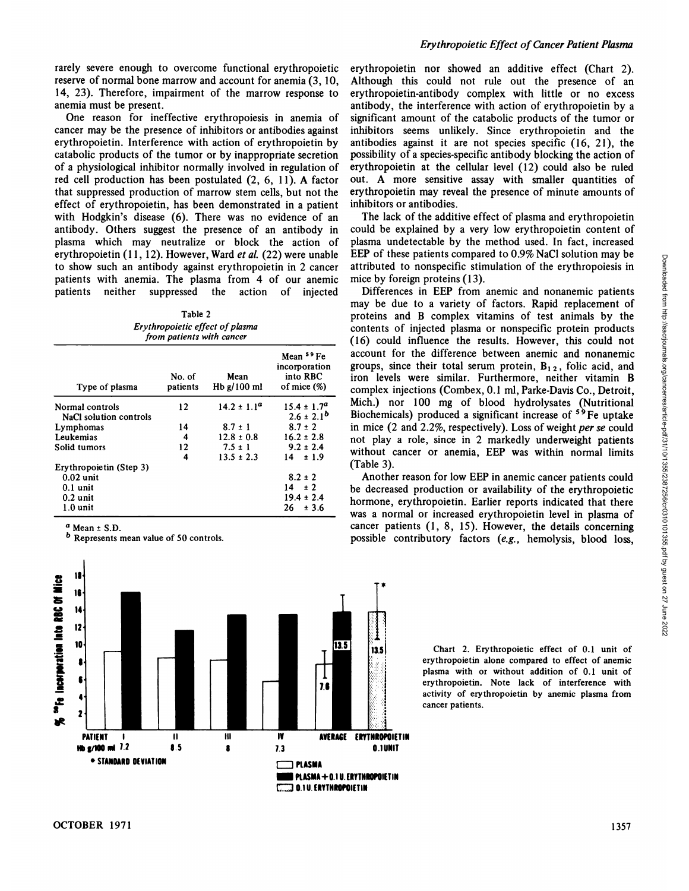rarely severe enough to overcome functional erythropoietic reserve of normal bone marrow and account for anemia (3, 10, 14, 23). Therefore, impairment of the marrow response to anemia must be present.

One reason for ineffective erythropoiesis in anemia of cancer may be the presence of inhibitors or antibodies against erythropoietin. Interference with action of erythropoietin by catabolic products of the tumor or by inappropriate secretion of a physiological inhibitor normally involved in regulation of red cell production has been postulated (2, 6, 11). A factor that suppressed production of marrow stem cells, but not the effect of erythropoietin, has been demonstrated in a patient with Hodgkin's disease (6). There was no evidence of an antibody. Others suggest the presence of an antibody in plasma which may neutralize or block the action of erythropoietin (11, 12). However, Ward *et al.* (22) were unable to show such an antibody against erythropoietin in 2 cancer patients with anemia. The plasma from 4 of our anemic patients neither suppressed the action of injected erythropoietin nor showed an additive effect (Chart 2). Although this could not rule out the presence of an erythropoietin-antibody complex with little or no excess antibody, the interference with action of erythropoietin by a significant amount of the catabolic products of the tumor or inhibitors seems unlikely. Since erythropoietin and the antibodies against it are not species specific (16, 21), the possibility of a species-specific antibody blocking the action of erythropoietin at the cellular level (12) could also be ruled out. A more sensitive assay with smaller quantities of erythropoietin may reveal the presence of minute amounts of inhibitors or antibodies.

Table 2
*Erythropoietic effect of plasma from patients with cancer*

| Type of plasma | No. of patients | Mean Hb g/100 ml | Mean $^{59}Fe$ incorporation into RBC of mice (%) |
|---|---|---|---|
| Normal controls | 12 | 14.2 ± 1.1[a] | 15.4 ± 1.7[a] |
| NaCl solution controls | | | 2.6 ± 2.1[b] |
| Lymphomas | 14 | 8.7 ± 1 | 8.7 ± 2 |
| Leukemias | 4 | 12.8 ± 0.8 | 16.2 ± 2.8 |
| Solid tumors | 12 | 7.5 ± 1 | 9.2 ± 2.4 |
| | 4 | 13.5 ± 2.3 | 14 ± 1.9 |
| Erythropoietin (Step 3) | | | |
| 0.02 unit | | | 8.2 ± 2 |
| 0.1 unit | | | 14 ± 2 |
| 0.2 unit | | | 19.4 ± 2.4 |
| 1.0 unit | | | 26 ± 3.6 |

[a] Mean ± S.D.
[b] Represents mean value of 50 controls.

The lack of the additive effect of plasma and erythropoietin could be explained by a very low erythropoietin content of plasma undetectable by the method used. In fact, increased EEP of these patients compared to 0.9% NaCl solution may be attributed to nonspecific stimulation of the erythropoiesis in mice by foreign proteins (13).

Differences in EEP from anemic and nonanemic patients may be due to a variety of factors. Rapid replacement of proteins and B complex vitamins of test animals by the contents of injected plasma or nonspecific protein products (16) could influence the results. However, this could not account for the difference between anemic and nonanemic groups, since their total serum protein, $B_{12}$, folic acid, and iron levels were similar. Furthermore, neither vitamin B complex injections (Combex, 0.1 ml, Parke-Davis Co., Detroit, Mich.) nor 100 mg of blood hydrolysates (Nutritional Biochemicals) produced a significant increase of $^{59}Fe$ uptake in mice (2 and 2.2%, respectively). Loss of weight *per se* could not play a role, since in 2 markedly underweight patients without cancer or anemia, EEP was within normal limits (Table 3).

Another reason for low EEP in anemic cancer patients could be decreased production or availability of the erythropoietic hormone, erythropoietin. Earlier reports indicated that there was a normal or increased erythropoietin level in plasma of cancer patients (1, 8, 15). However, the details concerning possible contributory factors (*e.g.*, hemolysis, blood loss,

Chart 2. Erythropoietic effect of 0.1 unit of erythropoietin alone compared to effect of anemic plasma with or without addition of 0.1 unit of erythropoietin. Note lack of interference with activity of erythropoietin by anemic plasma from cancer patients.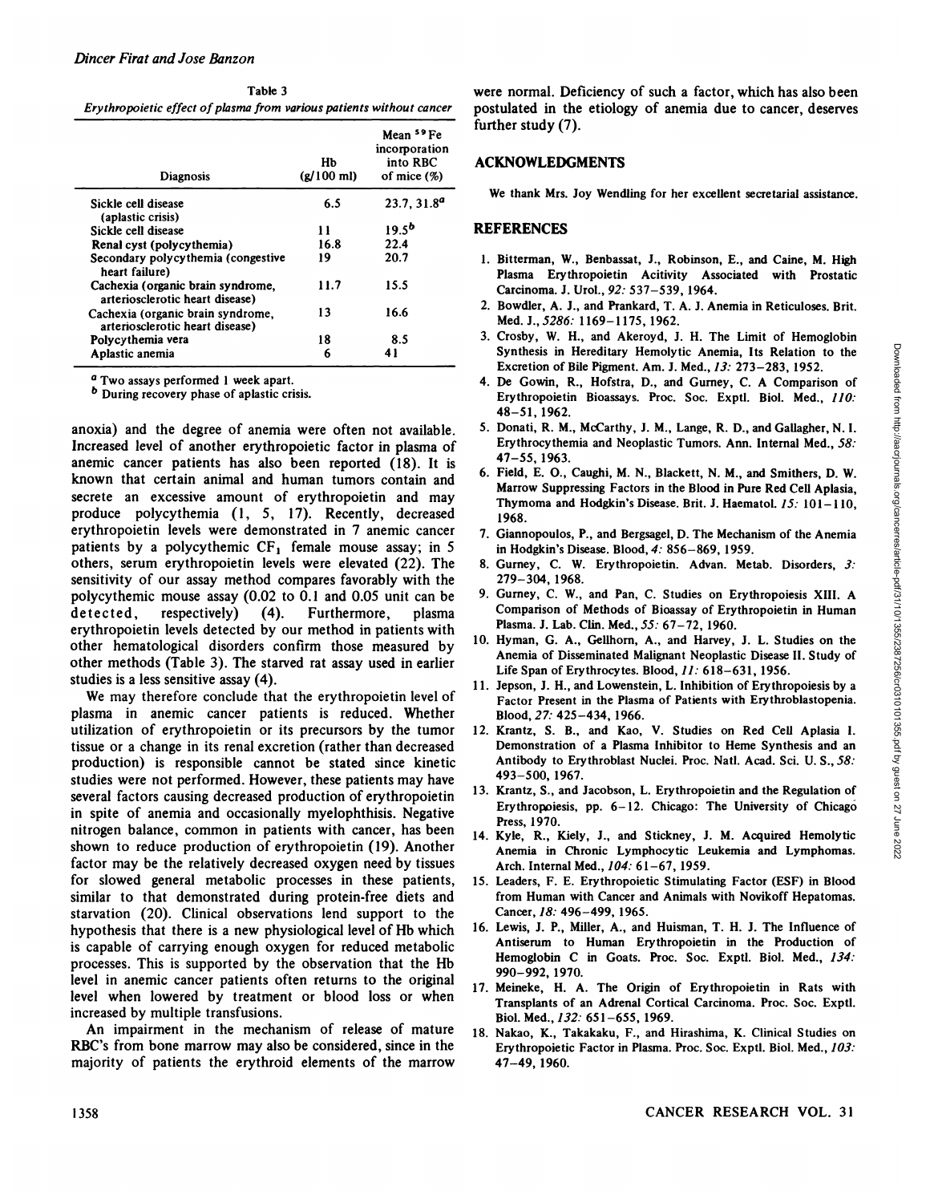Table 3

*Erythropoietic effect of plasma from various patients without cancer*

| Diagnosis | Hb (g/100 ml) | Mean $^{59}$Fe incorporation into RBC of mice (%) |
|---|---|---|
| Sickle cell disease (aplastic crisis) | 6.5 | 23.7, 31.8[a] |
| Sickle cell disease | 11 | 19.5[b] |
| Renal cyst (polycythemia) | 16.8 | 22.4 |
| Secondary polycythemia (congestive heart failure) | 19 | 20.7 |
| Cachexia (organic brain syndrome, arteriosclerotic heart disease) | 11.7 | 15.5 |
| Cachexia (organic brain syndrome, arteriosclerotic heart disease) | 13 | 16.6 |
| Polycythemia vera | 18 | 8.5 |
| Aplastic anemia | 6 | 41 |

[a] Two assays performed 1 week apart.

[b] During recovery phase of aplastic crisis.

anoxia) and the degree of anemia were often not available. Increased level of another erythropoietic factor in plasma of anemic cancer patients has also been reported (18). It is known that certain animal and human tumors contain and secrete an excessive amount of erythropoietin and may produce polycythemia (1, 5, 17). Recently, decreased erythropoietin levels were demonstrated in 7 anemic cancer patients by a polycythemic $CF_1$ female mouse assay; in 5 others, serum erythropoietin levels were elevated (22). The sensitivity of our assay method compares favorably with the polycythemic mouse assay (0.02 to 0.1 and 0.05 unit can be detected, respectively) (4). Furthermore, plasma erythropoietin levels detected by our method in patients with other hematological disorders confirm those measured by other methods (Table 3). The starved rat assay used in earlier studies is a less sensitive assay (4).

We may therefore conclude that the erythropoietin level of plasma in anemic cancer patients is reduced. Whether utilization of erythropoietin or its precursors by the tumor tissue or a change in its renal excretion (rather than decreased production) is responsible cannot be stated since kinetic studies were not performed. However, these patients may have several factors causing decreased production of erythropoietin in spite of anemia and occasionally myelophthisis. Negative nitrogen balance, common in patients with cancer, has been shown to reduce production of erythropoietin (19). Another factor may be the relatively decreased oxygen need by tissues for slowed general metabolic processes in these patients, similar to that demonstrated during protein-free diets and starvation (20). Clinical observations lend support to the hypothesis that there is a new physiological level of Hb which is capable of carrying enough oxygen for reduced metabolic processes. This is supported by the observation that the Hb level in anemic cancer patients often returns to the original level when lowered by treatment or blood loss or when increased by multiple transfusions.

An impairment in the mechanism of release of mature RBC's from bone marrow may also be considered, since in the majority of patients the erythroid elements of the marrow were normal. Deficiency of such a factor, which has also been postulated in the etiology of anemia due to cancer, deserves further study (7).

## ACKNOWLEDGMENTS

We thank Mrs. Joy Wendling for her excellent secretarial assistance.

## REFERENCES

1. Bitterman, W., Benbassat, J., Robinson, E., and Caine, M. High Plasma Erythropoietin Acitivity Associated with Prostatic Carcinoma. J. Urol., *92:* 537–539, 1964.
2. Bowdler, A. J., and Prankard, T. A. J. Anemia in Reticuloses. Brit. Med. J., *5286:* 1169–1175, 1962.
3. Crosby, W. H., and Akeroyd, J. H. The Limit of Hemoglobin Synthesis in Hereditary Hemolytic Anemia, Its Relation to the Excretion of Bile Pigment. Am. J. Med., *13:* 273–283, 1952.
4. De Gowin, R., Hofstra, D., and Gurney, C. A Comparison of Erythropoietin Bioassays. Proc. Soc. Exptl. Biol. Med., *110:* 48–51, 1962.
5. Donati, R. M., McCarthy, J. M., Lange, R. D., and Gallagher, N. I. Erythrocythemia and Neoplastic Tumors. Ann. Internal Med., *58:* 47–55, 1963.
6. Field, E. O., Caughi, M. N., Blackett, N. M., and Smithers, D. W. Marrow Suppressing Factors in the Blood in Pure Red Cell Aplasia, Thymoma and Hodgkin's Disease. Brit. J. Haematol. *15:* 101–110, 1968.
7. Giannopoulos, P., and Bergsagel, D. The Mechanism of the Anemia in Hodgkin's Disease. Blood, *4:* 856–869, 1959.
8. Gurney, C. W. Erythropoietin. Advan. Metab. Disorders, *3:* 279–304, 1968.
9. Gurney, C. W., and Pan, C. Studies on Erythropoiesis XIII. A Comparison of Methods of Bioassay of Erythropoietin in Human Plasma. J. Lab. Clin. Med., *55:* 67–72, 1960.
10. Hyman, G. A., Gellhorn, A., and Harvey, J. L. Studies on the Anemia of Disseminated Malignant Neoplastic Disease II. Study of Life Span of Erythrocytes. Blood, *11:* 618–631, 1956.
11. Jepson, J. H., and Lowenstein, L. Inhibition of Erythropoiesis by a Factor Present in the Plasma of Patients with Erythroblastopenia. Blood, *27:* 425–434, 1966.
12. Krantz, S. B., and Kao, V. Studies on Red Cell Aplasia I. Demonstration of a Plasma Inhibitor to Heme Synthesis and an Antibody to Erythroblast Nuclei. Proc. Natl. Acad. Sci. U. S., *58:* 493–500, 1967.
13. Krantz, S., and Jacobson, L. Erythropoietin and the Regulation of Erythropoiesis, pp. 6–12. Chicago: The University of Chicago Press, 1970.
14. Kyle, R., Kiely, J., and Stickney, J. M. Acquired Hemolytic Anemia in Chronic Lymphocytic Leukemia and Lymphomas. Arch. Internal Med., *104:* 61–67, 1959.
15. Leaders, F. E. Erythropoietic Stimulating Factor (ESF) in Blood from Human with Cancer and Animals with Novikoff Hepatomas. Cancer, *18:* 496–499, 1965.
16. Lewis, J. P., Miller, A., and Huisman, T. H. J. The Influence of Antiserum to Human Erythropoietin in the Production of Hemoglobin C in Goats. Proc. Soc. Exptl. Biol. Med., *134:* 990–992, 1970.
17. Meineke, H. A. The Origin of Erythropoietin in Rats with Transplants of an Adrenal Cortical Carcinoma. Proc. Soc. Exptl. Biol. Med., *132:* 651–655, 1969.
18. Nakao, K., Takakaku, F., and Hirashima, K. Clinical Studies on Erythropoietic Factor in Plasma. Proc. Soc. Exptl. Biol. Med., *103:* 47–49, 1960.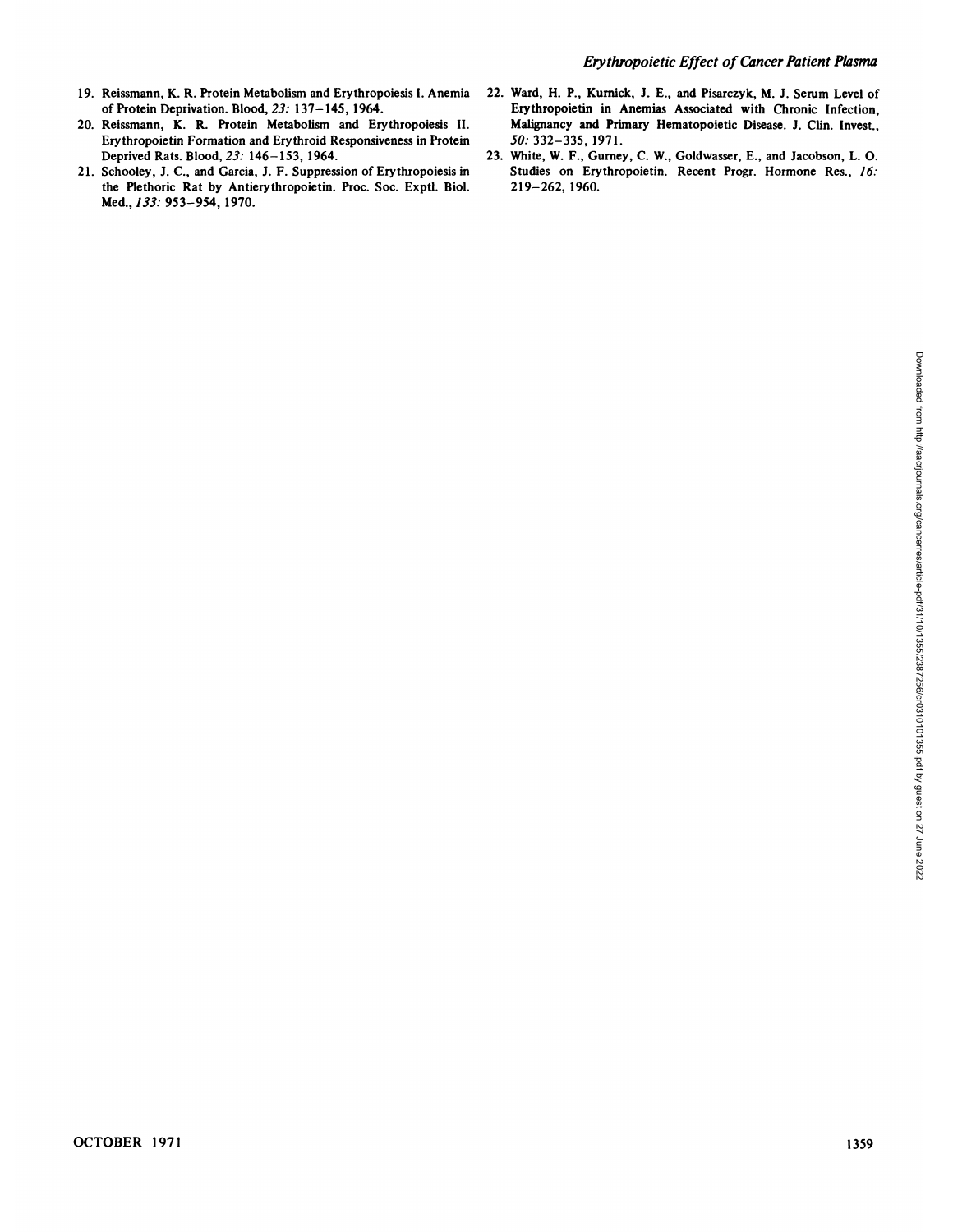19. Reissmann, K. R. Protein Metabolism and Erythropoiesis I. Anemia of Protein Deprivation. Blood, *23:* 137–145, 1964.
20. Reissmann, K. R. Protein Metabolism and Erythropoiesis II. Erythropoietin Formation and Erythroid Responsiveness in Protein Deprived Rats. Blood, *23:* 146–153, 1964.
21. Schooley, J. C., and Garcia, J. F. Suppression of Erythropoiesis in the Plethoric Rat by Antierythropoietin. Proc. Soc. Exptl. Biol. Med., *133:* 953–954, 1970.
22. Ward, H. P., Kurnick, J. E., and Pisarczyk, M. J. Serum Level of Erythropoietin in Anemias Associated with Chronic Infection, Malignancy and Primary Hematopoietic Disease. J. Clin. Invest., *50:* 332–335, 1971.
23. White, W. F., Gurney, C. W., Goldwasser, E., and Jacobson, L. O. Studies on Erythropoietin. Recent Progr. Hormone Res., *16:* 219–262, 1960.